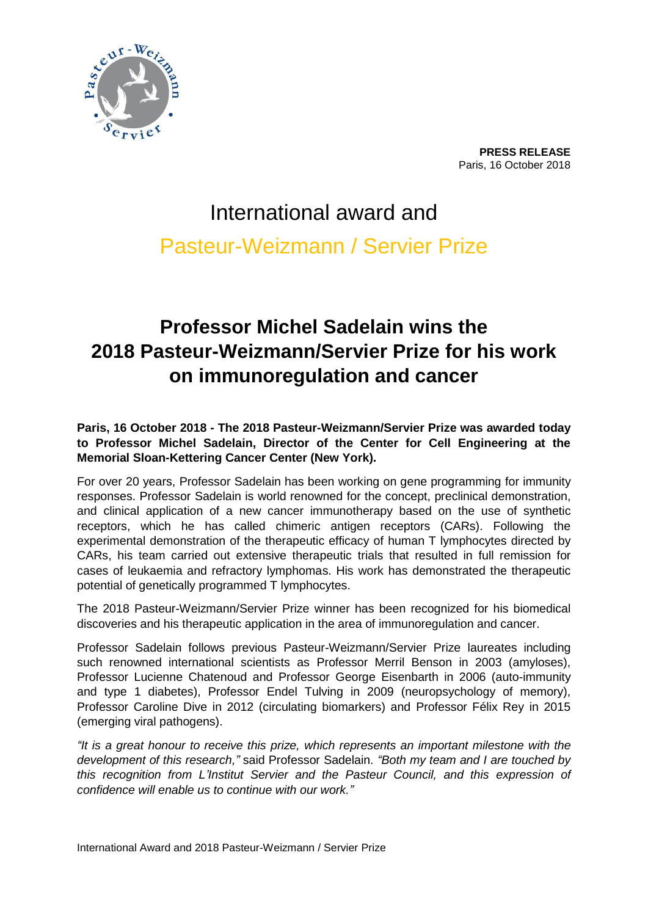**PRESS RELEASE**
Paris, 16 October 2018

# International award and Pasteur-Weizmann / Servier Prize

## Professor Michel Sadelain wins the 2018 Pasteur-Weizmann/Servier Prize for his work on immunoregulation and cancer

**Paris, 16 October 2018 - The 2018 Pasteur-Weizmann/Servier Prize was awarded today to Professor Michel Sadelain, Director of the Center for Cell Engineering at the Memorial Sloan-Kettering Cancer Center (New York).**

For over 20 years, Professor Sadelain has been working on gene programming for immunity responses. Professor Sadelain is world renowned for the concept, preclinical demonstration, and clinical application of a new cancer immunotherapy based on the use of synthetic receptors, which he has called chimeric antigen receptors (CARs). Following the experimental demonstration of the therapeutic efficacy of human T lymphocytes directed by CARs, his team carried out extensive therapeutic trials that resulted in full remission for cases of leukaemia and refractory lymphomas. His work has demonstrated the therapeutic potential of genetically programmed T lymphocytes.

The 2018 Pasteur-Weizmann/Servier Prize winner has been recognized for his biomedical discoveries and his therapeutic application in the area of immunoregulation and cancer.

Professor Sadelain follows previous Pasteur-Weizmann/Servier Prize laureates including such renowned international scientists as Professor Merril Benson in 2003 (amyloses), Professor Lucienne Chatenoud and Professor George Eisenbarth in 2006 (auto-immunity and type 1 diabetes), Professor Endel Tulving in 2009 (neuropsychology of memory), Professor Caroline Dive in 2012 (circulating biomarkers) and Professor Félix Rey in 2015 (emerging viral pathogens).

*"It is a great honour to receive this prize, which represents an important milestone with the development of this research,"* said Professor Sadelain. *"Both my team and I are touched by this recognition from L'Institut Servier and the Pasteur Council, and this expression of confidence will enable us to continue with our work."*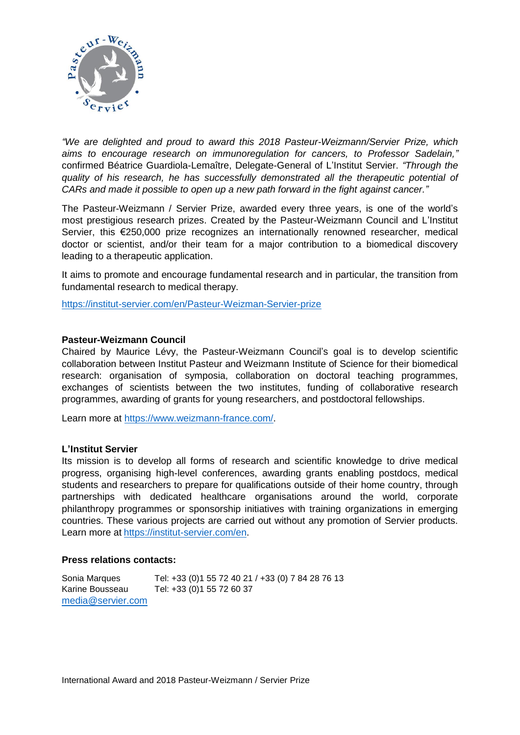*"We are delighted and proud to award this 2018 Pasteur-Weizmann/Servier Prize, which aims to encourage research on immunoregulation for cancers, to Professor Sadelain,"* confirmed Béatrice Guardiola-Lemaître, Delegate-General of L'Institut Servier. *"Through the quality of his research, he has successfully demonstrated all the therapeutic potential of CARs and made it possible to open up a new path forward in the fight against cancer."*

The Pasteur-Weizmann / Servier Prize, awarded every three years, is one of the world's most prestigious research prizes. Created by the Pasteur-Weizmann Council and L'Institut Servier, this €250,000 prize recognizes an internationally renowned researcher, medical doctor or scientist, and/or their team for a major contribution to a biomedical discovery leading to a therapeutic application.

It aims to promote and encourage fundamental research and in particular, the transition from fundamental research to medical therapy.

https://institut-servier.com/en/Pasteur-Weizman-Servier-prize

**Pasteur-Weizmann Council**

Chaired by Maurice Lévy, the Pasteur-Weizmann Council's goal is to develop scientific collaboration between Institut Pasteur and Weizmann Institute of Science for their biomedical research: organisation of symposia, collaboration on doctoral teaching programmes, exchanges of scientists between the two institutes, funding of collaborative research programmes, awarding of grants for young researchers, and postdoctoral fellowships.

Learn more at https://www.weizmann-france.com/.

**L'Institut Servier**

Its mission is to develop all forms of research and scientific knowledge to drive medical progress, organising high-level conferences, awarding grants enabling postdocs, medical students and researchers to prepare for qualifications outside of their home country, through partnerships with dedicated healthcare organisations around the world, corporate philanthropy programmes or sponsorship initiatives with training organizations in emerging countries. These various projects are carried out without any promotion of Servier products. Learn more at https://institut-servier.com/en.

**Press relations contacts:**

Sonia Marques Tel: +33 (0)1 55 72 40 21 / +33 (0) 7 84 28 76 13
Karine Bousseau Tel: +33 (0)1 55 72 60 37
media@servier.com